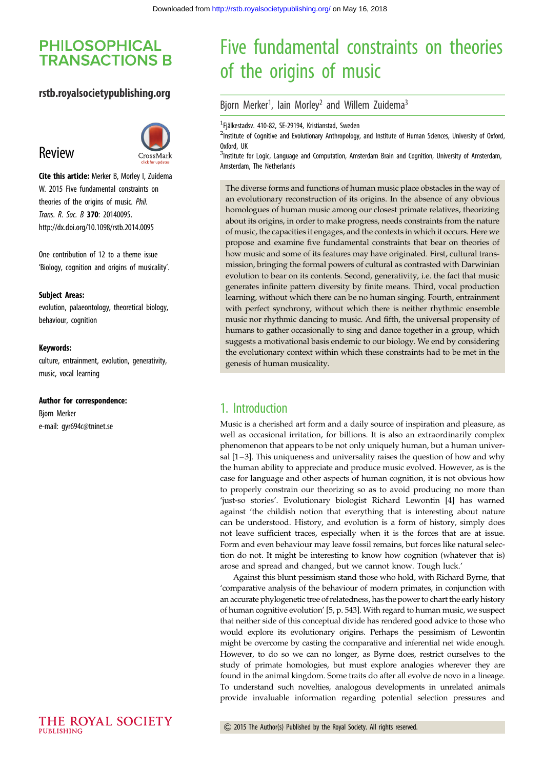# Five fundamental constraints on theories of the origins of music

Bjorn Merker[1], Iain Morley[2] and Willem Zuidema[3]

[1]Fjälkestadsv. 410-82, SE-29194, Kristianstad, Sweden

[2]Institute of Cognitive and Evolutionary Anthropology, and Institute of Human Sciences, University of Oxford, Oxford, UK

[3]Institute for Logic, Language and Computation, Amsterdam Brain and Cognition, University of Amsterdam, Amsterdam, The Netherlands

**PHILOSOPHICAL TRANSACTIONS B**

rstb.royalsocietypublishing.org

Review

**Cite this article:** Merker B, Morley I, Zuidema W. 2015 Five fundamental constraints on theories of the origins of music. *Phil. Trans. R. Soc. B* **370**: 20140095. http://dx.doi.org/10.1098/rstb.2014.0095

One contribution of 12 to a theme issue 'Biology, cognition and origins of musicality'.

**Subject Areas:**
evolution, palaeontology, theoretical biology, behaviour, cognition

**Keywords:**
culture, entrainment, evolution, generativity, music, vocal learning

**Author for correspondence:**
Bjorn Merker
e-mail: gyr694c@tninet.se

The diverse forms and functions of human music place obstacles in the way of an evolutionary reconstruction of its origins. In the absence of any obvious homologues of human music among our closest primate relatives, theorizing about its origins, in order to make progress, needs constraints from the nature of music, the capacities it engages, and the contexts in which it occurs. Here we propose and examine five fundamental constraints that bear on theories of how music and some of its features may have originated. First, cultural transmission, bringing the formal powers of cultural as contrasted with Darwinian evolution to bear on its contents. Second, generativity, i.e. the fact that music generates infinite pattern diversity by finite means. Third, vocal production learning, without which there can be no human singing. Fourth, entrainment with perfect synchrony, without which there is neither rhythmic ensemble music nor rhythmic dancing to music. And fifth, the universal propensity of humans to gather occasionally to sing and dance together in a group, which suggests a motivational basis endemic to our biology. We end by considering the evolutionary context within which these constraints had to be met in the genesis of human musicality.

## 1. Introduction

Music is a cherished art form and a daily source of inspiration and pleasure, as well as occasional irritation, for billions. It is also an extraordinarily complex phenomenon that appears to be not only uniquely human, but a human universal [1–3]. This uniqueness and universality raises the question of how and why the human ability to appreciate and produce music evolved. However, as is the case for language and other aspects of human cognition, it is not obvious how to properly constrain our theorizing so as to avoid producing no more than 'just-so stories'. Evolutionary biologist Richard Lewontin [4] has warned against 'the childish notion that everything that is interesting about nature can be understood. History, and evolution is a form of history, simply does not leave sufficient traces, especially when it is the forces that are at issue. Form and even behaviour may leave fossil remains, but forces like natural selection do not. It might be interesting to know how cognition (whatever that is) arose and spread and changed, but we cannot know. Tough luck.'

Against this blunt pessimism stand those who hold, with Richard Byrne, that 'comparative analysis of the behaviour of modern primates, in conjunction with an accurate phylogenetic tree of relatedness, has the power to chart the early history of human cognitive evolution' [5, p. 543]. With regard to human music, we suspect that neither side of this conceptual divide has rendered good advice to those who would explore its evolutionary origins. Perhaps the pessimism of Lewontin might be overcome by casting the comparative and inferential net wide enough. However, to do so we can no longer, as Byrne does, restrict ourselves to the study of primate homologies, but must explore analogies wherever they are found in the animal kingdom. Some traits do after all evolve de novo in a lineage. To understand such novelties, analogous developments in unrelated animals provide invaluable information regarding potential selection pressures and

© 2015 The Author(s) Published by the Royal Society. All rights reserved.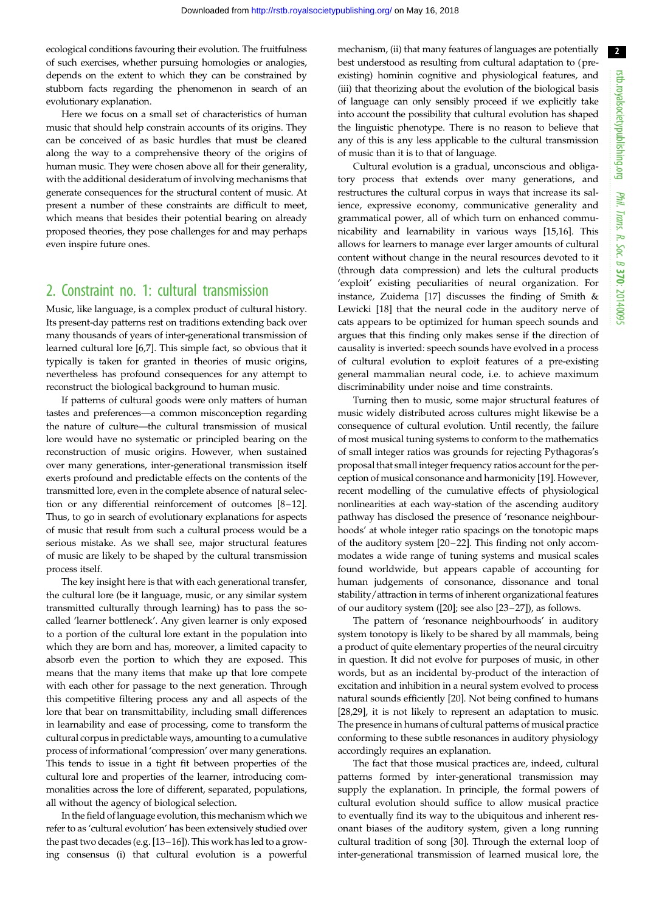ecological conditions favouring their evolution. The fruitfulness of such exercises, whether pursuing homologies or analogies, depends on the extent to which they can be constrained by stubborn facts regarding the phenomenon in search of an evolutionary explanation.

Here we focus on a small set of characteristics of human music that should help constrain accounts of its origins. They can be conceived of as basic hurdles that must be cleared along the way to a comprehensive theory of the origins of human music. They were chosen above all for their generality, with the additional desideratum of involving mechanisms that generate consequences for the structural content of music. At present a number of these constraints are difficult to meet, which means that besides their potential bearing on already proposed theories, they pose challenges for and may perhaps even inspire future ones.

## 2. Constraint no. 1: cultural transmission

Music, like language, is a complex product of cultural history. Its present-day patterns rest on traditions extending back over many thousands of years of inter-generational transmission of learned cultural lore [6,7]. This simple fact, so obvious that it typically is taken for granted in theories of music origins, nevertheless has profound consequences for any attempt to reconstruct the biological background to human music.

If patterns of cultural goods were only matters of human tastes and preferences—a common misconception regarding the nature of culture—the cultural transmission of musical lore would have no systematic or principled bearing on the reconstruction of music origins. However, when sustained over many generations, inter-generational transmission itself exerts profound and predictable effects on the contents of the transmitted lore, even in the complete absence of natural selection or any differential reinforcement of outcomes [8–12]. Thus, to go in search of evolutionary explanations for aspects of music that result from such a cultural process would be a serious mistake. As we shall see, major structural features of music are likely to be shaped by the cultural transmission process itself.

The key insight here is that with each generational transfer, the cultural lore (be it language, music, or any similar system transmitted culturally through learning) has to pass the so-called 'learner bottleneck'. Any given learner is only exposed to a portion of the cultural lore extant in the population into which they are born and has, moreover, a limited capacity to absorb even the portion to which they are exposed. This means that the many items that make up that lore compete with each other for passage to the next generation. Through this competitive filtering process any and all aspects of the lore that bear on transmittability, including small differences in learnability and ease of processing, come to transform the cultural corpus in predictable ways, amounting to a cumulative process of informational 'compression' over many generations. This tends to issue in a tight fit between properties of the cultural lore and properties of the learner, introducing commonalities across the lore of different, separated, populations, all without the agency of biological selection.

In the field of language evolution, this mechanism which we refer to as 'cultural evolution' has been extensively studied over the past two decades (e.g. [13–16]). This work has led to a growing consensus (i) that cultural evolution is a powerful mechanism, (ii) that many features of languages are potentially best understood as resulting from cultural adaptation to (pre-existing) hominin cognitive and physiological features, and (iii) that theorizing about the evolution of the biological basis of language can only sensibly proceed if we explicitly take into account the possibility that cultural evolution has shaped the linguistic phenotype. There is no reason to believe that any of this is any less applicable to the cultural transmission of music than it is to that of language.

Cultural evolution is a gradual, unconscious and obligatory process that extends over many generations, and restructures the cultural corpus in ways that increase its salience, expressive economy, communicative generality and grammatical power, all of which turn on enhanced communicability and learnability in various ways [15,16]. This allows for learners to manage ever larger amounts of cultural content without change in the neural resources devoted to it (through data compression) and lets the cultural products 'exploit' existing peculiarities of neural organization. For instance, Zuidema [17] discusses the finding of Smith & Lewicki [18] that the neural code in the auditory nerve of cats appears to be optimized for human speech sounds and argues that this finding only makes sense if the direction of causality is inverted: speech sounds have evolved in a process of cultural evolution to exploit features of a pre-existing general mammalian neural code, i.e. to achieve maximum discriminability under noise and time constraints.

Turning then to music, some major structural features of music widely distributed across cultures might likewise be a consequence of cultural evolution. Until recently, the failure of most musical tuning systems to conform to the mathematics of small integer ratios was grounds for rejecting Pythagoras's proposal that small integer frequency ratios account for the perception of musical consonance and harmonicity [19]. However, recent modelling of the cumulative effects of physiological nonlinearities at each way-station of the ascending auditory pathway has disclosed the presence of 'resonance neighbourhoods' at whole integer ratio spacings on the tonotopic maps of the auditory system [20–22]. This finding not only accommodates a wide range of tuning systems and musical scales found worldwide, but appears capable of accounting for human judgements of consonance, dissonance and tonal stability/attraction in terms of inherent organizational features of our auditory system ([20]; see also [23–27]), as follows.

The pattern of 'resonance neighbourhoods' in auditory system tonotopy is likely to be shared by all mammals, being a product of quite elementary properties of the neural circuitry in question. It did not evolve for purposes of music, in other words, but as an incidental by-product of the interaction of excitation and inhibition in a neural system evolved to process natural sounds efficiently [20]. Not being confined to humans [28,29], it is not likely to represent an adaptation to music. The presence in humans of cultural patterns of musical practice conforming to these subtle resonances in auditory physiology accordingly requires an explanation.

The fact that those musical practices are, indeed, cultural patterns formed by inter-generational transmission may supply the explanation. In principle, the formal powers of cultural evolution should suffice to allow musical practice to eventually find its way to the ubiquitous and inherent resonant biases of the auditory system, given a long running cultural tradition of song [30]. Through the external loop of inter-generational transmission of learned musical lore, the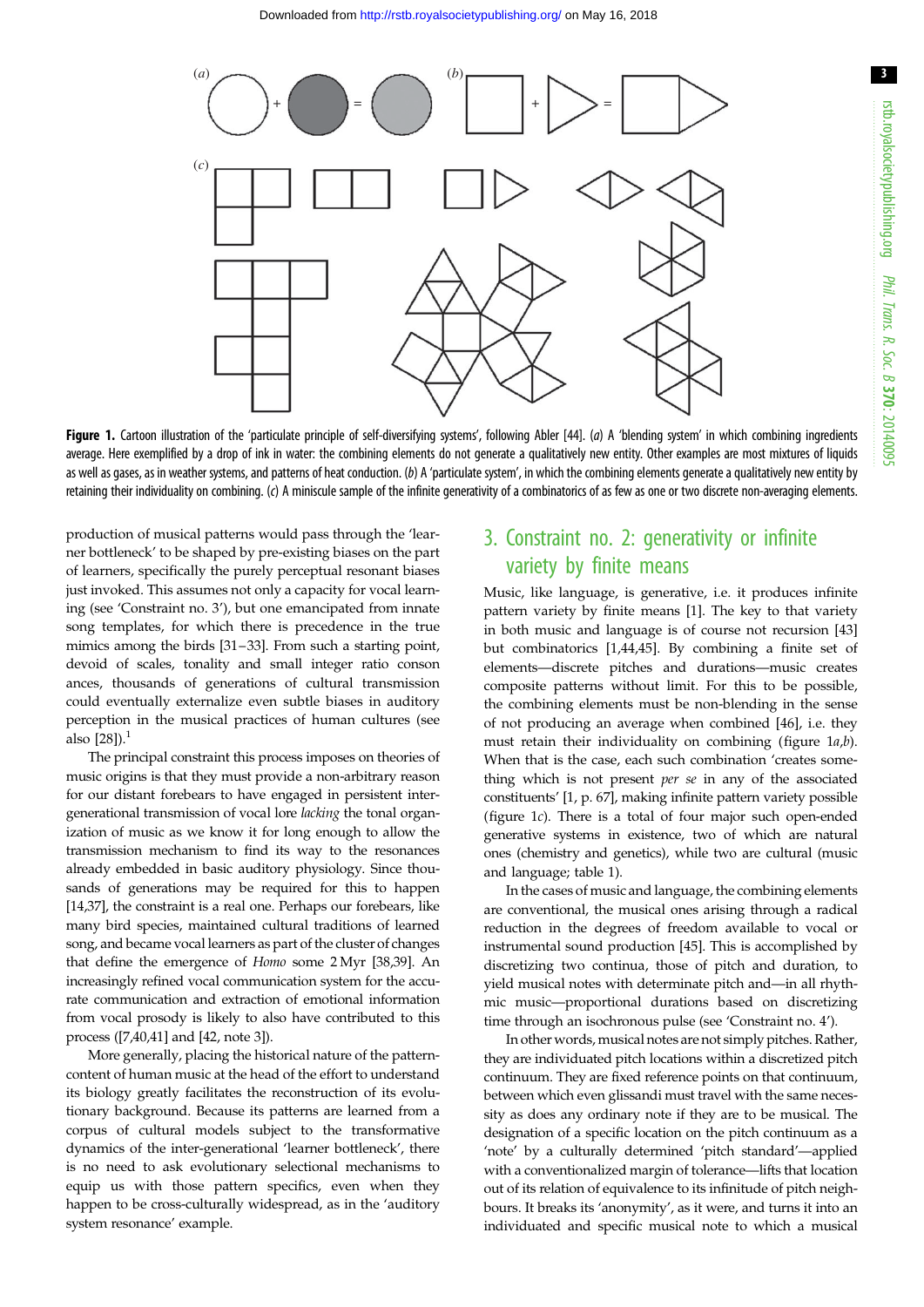Figure 1. Cartoon illustration of the 'particulate principle of self-diversifying systems', following Abler [44]. (a) A 'blending system' in which combining ingredients average. Here exemplified by a drop of ink in water: the combining elements do not generate a qualitatively new entity. Other examples are most mixtures of liquids as well as gases, as in weather systems, and patterns of heat conduction. (b) A 'particulate system', in which the combining elements generate a qualitatively new entity by retaining their individuality on combining. (c) A miniscule sample of the infinite generativity of a combinatorics of as few as one or two discrete non-averaging elements.

production of musical patterns would pass through the 'learner bottleneck' to be shaped by pre-existing biases on the part of learners, specifically the purely perceptual resonant biases just invoked. This assumes not only a capacity for vocal learning (see 'Constraint no. 3'), but one emancipated from innate song templates, for which there is precedence in the true mimics among the birds [31–33]. From such a starting point, devoid of scales, tonality and small integer ratio consonances, thousands of generations of cultural transmission could eventually externalize even subtle biases in auditory perception in the musical practices of human cultures (see also [28]).[1]

The principal constraint this process imposes on theories of music origins is that they must provide a non-arbitrary reason for our distant forebears to have engaged in persistent intergenerational transmission of vocal lore *lacking* the tonal organization of music as we know it for long enough to allow the transmission mechanism to find its way to the resonances already embedded in basic auditory physiology. Since thousands of generations may be required for this to happen [14,37], the constraint is a real one. Perhaps our forebears, like many bird species, maintained cultural traditions of learned song, and became vocal learners as part of the cluster of changes that define the emergence of *Homo* some 2 Myr [38,39]. An increasingly refined vocal communication system for the accurate communication and extraction of emotional information from vocal prosody is likely to also have contributed to this process ([7,40,41] and [42, note 3]).

More generally, placing the historical nature of the pattern-content of human music at the head of the effort to understand its biology greatly facilitates the reconstruction of its evolutionary background. Because its patterns are learned from a corpus of cultural models subject to the transformative dynamics of the inter-generational 'learner bottleneck', there is no need to ask evolutionary selectional mechanisms to equip us with those pattern specifics, even when they happen to be cross-culturally widespread, as in the 'auditory system resonance' example.

## 3. Constraint no. 2: generativity or infinite variety by finite means

Music, like language, is generative, i.e. it produces infinite pattern variety by finite means [1]. The key to that variety in both music and language is of course not recursion [43] but combinatorics [1,44,45]. By combining a finite set of elements—discrete pitches and durations—music creates composite patterns without limit. For this to be possible, the combining elements must be non-blending in the sense of not producing an average when combined [46], i.e. they must retain their individuality on combining (figure 1*a*,*b*). When that is the case, each such combination 'creates something which is not present *per se* in any of the associated constituents' [1, p. 67], making infinite pattern variety possible (figure 1*c*). There is a total of four major such open-ended generative systems in existence, two of which are natural ones (chemistry and genetics), while two are cultural (music and language; table 1).

In the cases of music and language, the combining elements are conventional, the musical ones arising through a radical reduction in the degrees of freedom available to vocal or instrumental sound production [45]. This is accomplished by discretizing two continua, those of pitch and duration, to yield musical notes with determinate pitch and—in all rhythmic music—proportional durations based on discretizing time through an isochronous pulse (see 'Constraint no. 4').

In other words, musical notes are not simply pitches. Rather, they are individuated pitch locations within a discretized pitch continuum. They are fixed reference points on that continuum, between which even glissandi must travel with the same necessity as does any ordinary note if they are to be musical. The designation of a specific location on the pitch continuum as a 'note' by a culturally determined 'pitch standard'—applied with a conventionalized margin of tolerance—lifts that location out of its relation of equivalence to its infinitude of pitch neighbours. It breaks its 'anonymity', as it were, and turns it into an individuated and specific musical note to which a musical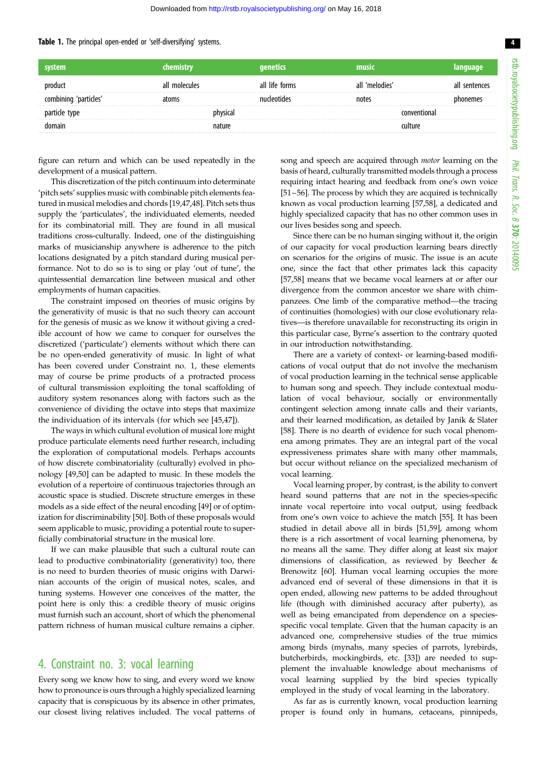**Table 1.** The principal open-ended or 'self-diversifying' systems.

| system | chemistry | genetics | music | language |
|---|---|---|---|---|
| product | all molecules | all life forms | all 'melodies' | all sentences |
| combining 'particles' | atoms | nucleotides | notes | phonemes |
| particle type | physical | | conventional | |
| domain | nature | | culture | |

figure can return and which can be used repeatedly in the development of a musical pattern.

This discretization of the pitch continuum into determinate 'pitch sets' supplies music with combinable pitch elements featured in musical melodies and chords [19,47,48]. Pitch sets thus supply the 'particulates', the individuated elements, needed for its combinatorial mill. They are found in all musical traditions cross-culturally. Indeed, one of the distinguishing marks of musicianship anywhere is adherence to the pitch locations designated by a pitch standard during musical performance. Not to do so is to sing or play 'out of tune', the quintessential demarcation line between musical and other employments of human capacities.

The constraint imposed on theories of music origins by the generativity of music is that no such theory can account for the genesis of music as we know it without giving a credible account of how we came to conquer for ourselves the discretized ('particulate') elements without which there can be no open-ended generativity of music. In light of what has been covered under Constraint no. 1, these elements may of course be prime products of a protracted process of cultural transmission exploiting the tonal scaffolding of auditory system resonances along with factors such as the convenience of dividing the octave into steps that maximize the individuation of its intervals (for which see [45,47]).

The ways in which cultural evolution of musical lore might produce particulate elements need further research, including the exploration of computational models. Perhaps accounts of how discrete combinatoriality (culturally) evolved in phonology [49,50] can be adapted to music. In these models the evolution of a repertoire of continuous trajectories through an acoustic space is studied. Discrete structure emerges in these models as a side effect of the neural encoding [49] or of optimization for discriminability [50]. Both of these proposals would seem applicable to music, providing a potential route to superficially combinatorial structure in the musical lore.

If we can make plausible that such a cultural route can lead to productive combinatoriality (generativity) too, there is no need to burden theories of music origins with Darwinian accounts of the origin of musical notes, scales, and tuning systems. However one conceives of the matter, the point here is only this: a credible theory of music origins must furnish such an account, short of which the phenomenal pattern richness of human musical culture remains a cipher.

## 4. Constraint no. 3: vocal learning

Every song we know how to sing, and every word we know how to pronounce is ours through a highly specialized learning capacity that is conspicuous by its absence in other primates, our closest living relatives included. The vocal patterns of song and speech are acquired through *motor* learning on the basis of heard, culturally transmitted models through a process requiring intact hearing and feedback from one's own voice [51–56]. The process by which they are acquired is technically known as vocal production learning [57,58], a dedicated and highly specialized capacity that has no other common uses in our lives besides song and speech.

Since there can be no human singing without it, the origin of our capacity for vocal production learning bears directly on scenarios for the origins of music. The issue is an acute one, since the fact that other primates lack this capacity [57,58] means that we became vocal learners at or after our divergence from the common ancestor we share with chimpanzees. One limb of the comparative method—the tracing of continuities (homologies) with our close evolutionary relatives—is therefore unavailable for reconstructing its origin in this particular case, Byrne's assertion to the contrary quoted in our introduction notwithstanding.

There are a variety of context- or learning-based modifications of vocal output that do not involve the mechanism of vocal production learning in the technical sense applicable to human song and speech. They include contextual modulation of vocal behaviour, socially or environmentally contingent selection among innate calls and their variants, and their learned modification, as detailed by Janik & Slater [58]. There is no dearth of evidence for such vocal phenomena among primates. They are an integral part of the vocal expressiveness primates share with many other mammals, but occur without reliance on the specialized mechanism of vocal learning.

Vocal learning proper, by contrast, is the ability to convert heard sound patterns that are not in the species-specific innate vocal repertoire into vocal output, using feedback from one's own voice to achieve the match [55]. It has been studied in detail above all in birds [51,59], among whom there is a rich assortment of vocal learning phenomena, by no means all the same. They differ along at least six major dimensions of classification, as reviewed by Beecher & Brenowitz [60]. Human vocal learning occupies the more advanced end of several of these dimensions in that it is open ended, allowing new patterns to be added throughout life (though with diminished accuracy after puberty), as well as being emancipated from dependence on a species-specific vocal template. Given that the human capacity is an advanced one, comprehensive studies of the true mimics among birds (mynahs, many species of parrots, lyrebirds, butcherbirds, mockingbirds, etc. [33]) are needed to supplement the invaluable knowledge about mechanisms of vocal learning supplied by the bird species typically employed in the study of vocal learning in the laboratory.

As far as is currently known, vocal production learning proper is found only in humans, cetaceans, pinnipeds,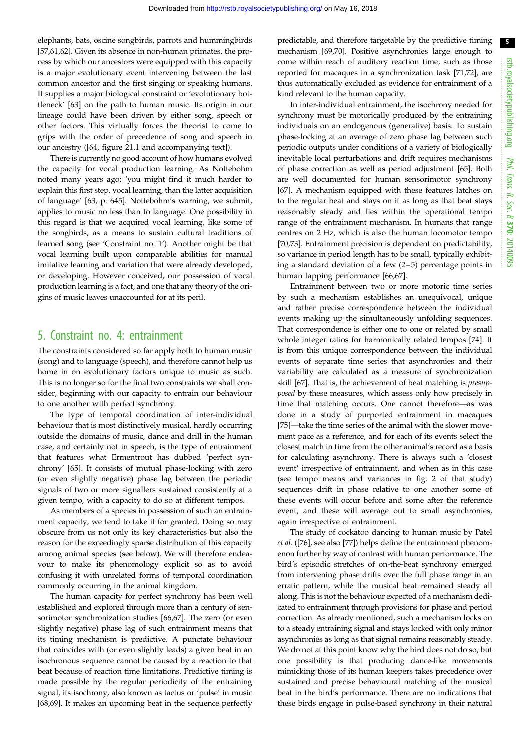elephants, bats, oscine songbirds, parrots and hummingbirds [57,61,62]. Given its absence in non-human primates, the process by which our ancestors were equipped with this capacity is a major evolutionary event intervening between the last common ancestor and the first singing or speaking humans. It supplies a major biological constraint or 'evolutionary bottleneck' [63] on the path to human music. Its origin in our lineage could have been driven by either song, speech or other factors. This virtually forces the theorist to come to grips with the order of precedence of song and speech in our ancestry ([64, figure 21.1 and accompanying text]).

There is currently no good account of how humans evolved the capacity for vocal production learning. As Nottebohm noted many years ago: 'you might find it much harder to explain this first step, vocal learning, than the latter acquisition of language' [63, p. 645]. Nottebohm's warning, we submit, applies to music no less than to language. One possibility in this regard is that we acquired vocal learning, like some of the songbirds, as a means to sustain cultural traditions of learned song (see 'Constraint no. 1'). Another might be that vocal learning built upon comparable abilities for manual imitative learning and variation that were already developed, or developing. However conceived, our possession of vocal production learning is a fact, and one that any theory of the origins of music leaves unaccounted for at its peril.

## 5. Constraint no. 4: entrainment

The constraints considered so far apply both to human music (song) and to language (speech), and therefore cannot help us home in on evolutionary factors unique to music as such. This is no longer so for the final two constraints we shall consider, beginning with our capacity to entrain our behaviour to one another with perfect synchrony.

The type of temporal coordination of inter-individual behaviour that is most distinctively musical, hardly occurring outside the domains of music, dance and drill in the human case, and certainly not in speech, is the type of entrainment that features what Ermentrout has dubbed 'perfect synchrony' [65]. It consists of mutual phase-locking with zero (or even slightly negative) phase lag between the periodic signals of two or more signallers sustained consistently at a given tempo, with a capacity to do so at different tempos.

As members of a species in possession of such an entrainment capacity, we tend to take it for granted. Doing so may obscure from us not only its key characteristics but also the reason for the exceedingly sparse distribution of this capacity among animal species (see below). We will therefore endeavour to make its phenomenology explicit so as to avoid confusing it with unrelated forms of temporal coordination commonly occurring in the animal kingdom.

The human capacity for perfect synchrony has been well established and explored through more than a century of sensorimotor synchronization studies [66,67]. The zero (or even slightly negative) phase lag of such entrainment means that its timing mechanism is predictive. A punctate behaviour that coincides with (or even slightly leads) a given beat in an isochronous sequence cannot be caused by a reaction to that beat because of reaction time limitations. Predictive timing is made possible by the regular periodicity of the entraining signal, its isochrony, also known as tactus or 'pulse' in music [68,69]. It makes an upcoming beat in the sequence perfectly predictable, and therefore targetable by the predictive timing mechanism [69,70]. Positive asynchronies large enough to come within reach of auditory reaction time, such as those reported for macaques in a synchronization task [71,72], are thus automatically excluded as evidence for entrainment of a kind relevant to the human capacity.

In inter-individual entrainment, the isochrony needed for synchrony must be motorically produced by the entraining individuals on an endogenous (generative) basis. To sustain phase-locking at an average of zero phase lag between such periodic outputs under conditions of a variety of biologically inevitable local perturbations and drift requires mechanisms of phase correction as well as period adjustment [65]. Both are well documented for human sensorimotor synchrony [67]. A mechanism equipped with these features latches on to the regular beat and stays on it as long as that beat stays reasonably steady and lies within the operational tempo range of the entrainment mechanism. In humans that range centres on 2 Hz, which is also the human locomotor tempo [70,73]. Entrainment precision is dependent on predictability, so variance in period length has to be small, typically exhibiting a standard deviation of a few (2–5) percentage points in human tapping performance [66,67].

Entrainment between two or more motoric time series by such a mechanism establishes an unequivocal, unique and rather precise correspondence between the individual events making up the simultaneously unfolding sequences. That correspondence is either one to one or related by small whole integer ratios for harmonically related tempos [74]. It is from this unique correspondence between the individual events of separate time series that asynchronies and their variability are calculated as a measure of synchronization skill [67]. That is, the achievement of beat matching is *presupposed* by these measures, which assess only how precisely in time that matching occurs. One cannot therefore—as was done in a study of purported entrainment in macaques [75]—take the time series of the animal with the slower movement pace as a reference, and for each of its events select the closest match in time from the other animal's record as a basis for calculating asynchrony. There is always such a 'closest event' irrespective of entrainment, and when as in this case (see tempo means and variances in fig. 2 of that study) sequences drift in phase relative to one another some of these events will occur before and some after the reference event, and these will average out to small asynchronies, again irrespective of entrainment.

The study of cockatoo dancing to human music by Patel *et al*. ([76], see also [77]) helps define the entrainment phenomenon further by way of contrast with human performance. The bird's episodic stretches of on-the-beat synchrony emerged from intervening phase drifts over the full phase range in an erratic pattern, while the musical beat remained steady all along. This is not the behaviour expected of a mechanism dedicated to entrainment through provisions for phase and period correction. As already mentioned, such a mechanism locks on to a steady entraining signal and stays locked with only minor asynchronies as long as that signal remains reasonably steady. We do not at this point know why the bird does not do so, but one possibility is that producing dance-like movements mimicking those of its human keepers takes precedence over sustained and precise behavioural matching of the musical beat in the bird's performance. There are no indications that these birds engage in pulse-based synchrony in their natural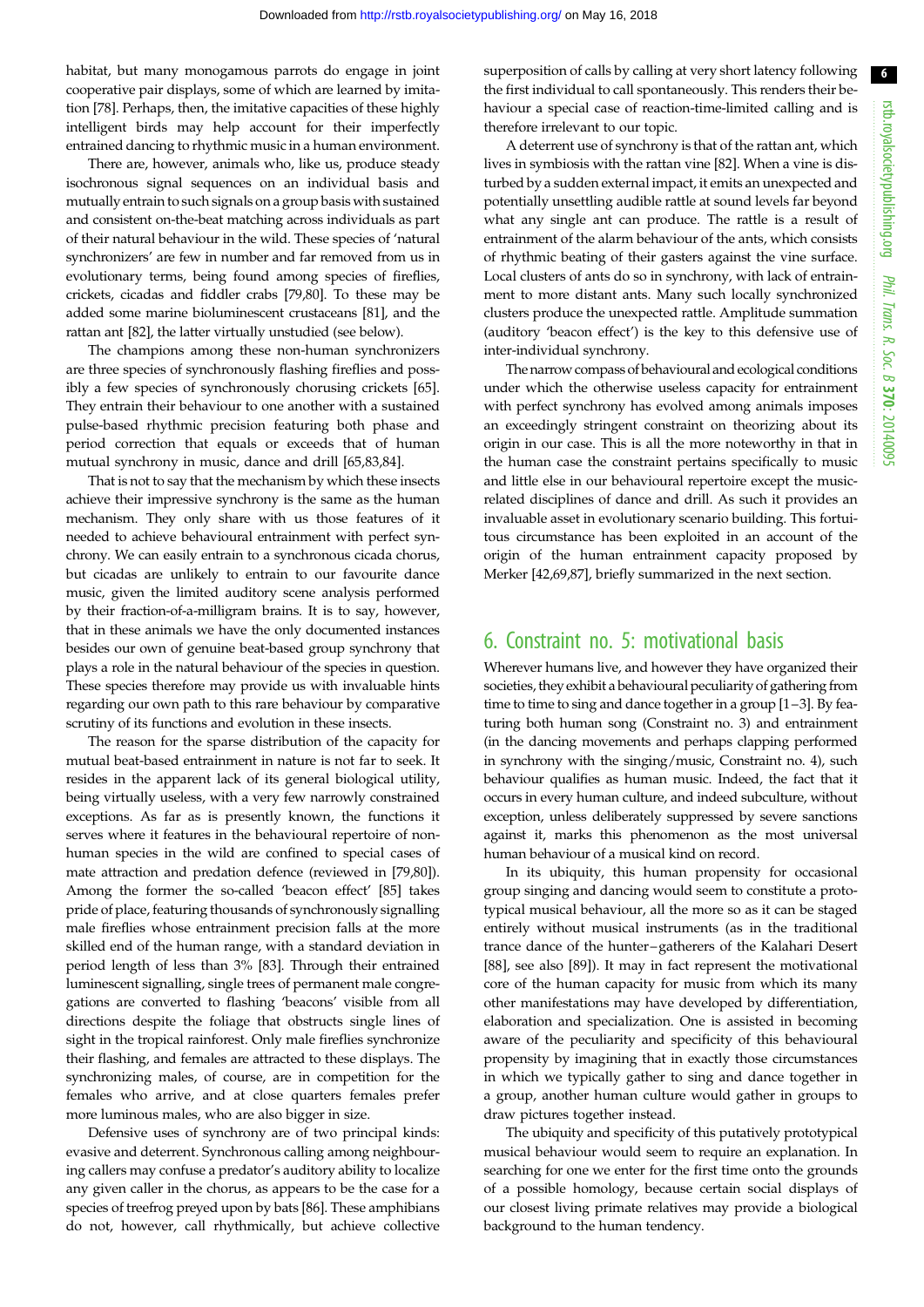habitat, but many monogamous parrots do engage in joint cooperative pair displays, some of which are learned by imitation [78]. Perhaps, then, the imitative capacities of these highly intelligent birds may help account for their imperfectly entrained dancing to rhythmic music in a human environment.

There are, however, animals who, like us, produce steady isochronous signal sequences on an individual basis and mutually entrain to such signals on a group basis with sustained and consistent on-the-beat matching across individuals as part of their natural behaviour in the wild. These species of 'natural synchronizers' are few in number and far removed from us in evolutionary terms, being found among species of fireflies, crickets, cicadas and fiddler crabs [79,80]. To these may be added some marine bioluminescent crustaceans [81], and the rattan ant [82], the latter virtually unstudied (see below).

The champions among these non-human synchronizers are three species of synchronously flashing fireflies and possibly a few species of synchronously chorusing crickets [65]. They entrain their behaviour to one another with a sustained pulse-based rhythmic precision featuring both phase and period correction that equals or exceeds that of human mutual synchrony in music, dance and drill [65,83,84].

That is not to say that the mechanism by which these insects achieve their impressive synchrony is the same as the human mechanism. They only share with us those features of it needed to achieve behavioural entrainment with perfect synchrony. We can easily entrain to a synchronous cicada chorus, but cicadas are unlikely to entrain to our favourite dance music, given the limited auditory scene analysis performed by their fraction-of-a-milligram brains. It is to say, however, that in these animals we have the only documented instances besides our own of genuine beat-based group synchrony that plays a role in the natural behaviour of the species in question. These species therefore may provide us with invaluable hints regarding our own path to this rare behaviour by comparative scrutiny of its functions and evolution in these insects.

The reason for the sparse distribution of the capacity for mutual beat-based entrainment in nature is not far to seek. It resides in the apparent lack of its general biological utility, being virtually useless, with a very few narrowly constrained exceptions. As far as is presently known, the functions it serves where it features in the behavioural repertoire of non-human species in the wild are confined to special cases of mate attraction and predation defence (reviewed in [79,80]). Among the former the so-called 'beacon effect' [85] takes pride of place, featuring thousands of synchronously signalling male fireflies whose entrainment precision falls at the more skilled end of the human range, with a standard deviation in period length of less than 3% [83]. Through their entrained luminescent signalling, single trees of permanent male congregations are converted to flashing 'beacons' visible from all directions despite the foliage that obstructs single lines of sight in the tropical rainforest. Only male fireflies synchronize their flashing, and females are attracted to these displays. The synchronizing males, of course, are in competition for the females who arrive, and at close quarters females prefer more luminous males, who are also bigger in size.

Defensive uses of synchrony are of two principal kinds: evasive and deterrent. Synchronous calling among neighbouring callers may confuse a predator's auditory ability to localize any given caller in the chorus, as appears to be the case for a species of treefrog preyed upon by bats [86]. These amphibians do not, however, call rhythmically, but achieve collective superposition of calls by calling at very short latency following the first individual to call spontaneously. This renders their behaviour a special case of reaction-time-limited calling and is therefore irrelevant to our topic.

A deterrent use of synchrony is that of the rattan ant, which lives in symbiosis with the rattan vine [82]. When a vine is disturbed by a sudden external impact, it emits an unexpected and potentially unsettling audible rattle at sound levels far beyond what any single ant can produce. The rattle is a result of entrainment of the alarm behaviour of the ants, which consists of rhythmic beating of their gasters against the vine surface. Local clusters of ants do so in synchrony, with lack of entrainment to more distant ants. Many such locally synchronized clusters produce the unexpected rattle. Amplitude summation (auditory 'beacon effect') is the key to this defensive use of inter-individual synchrony.

The narrow compass of behavioural and ecological conditions under which the otherwise useless capacity for entrainment with perfect synchrony has evolved among animals imposes an exceedingly stringent constraint on theorizing about its origin in our case. This is all the more noteworthy in that in the human case the constraint pertains specifically to music and little else in our behavioural repertoire except the music-related disciplines of dance and drill. As such it provides an invaluable asset in evolutionary scenario building. This fortuitous circumstance has been exploited in an account of the origin of the human entrainment capacity proposed by Merker [42,69,87], briefly summarized in the next section.

## 6. Constraint no. 5: motivational basis

Wherever humans live, and however they have organized their societies, they exhibit a behavioural peculiarity of gathering from time to time to sing and dance together in a group [1–3]. By featuring both human song (Constraint no. 3) and entrainment (in the dancing movements and perhaps clapping performed in synchrony with the singing/music, Constraint no. 4), such behaviour qualifies as human music. Indeed, the fact that it occurs in every human culture, and indeed subculture, without exception, unless deliberately suppressed by severe sanctions against it, marks this phenomenon as the most universal human behaviour of a musical kind on record.

In its ubiquity, this human propensity for occasional group singing and dancing would seem to constitute a prototypical musical behaviour, all the more so as it can be staged entirely without musical instruments (as in the traditional trance dance of the hunter–gatherers of the Kalahari Desert [88], see also [89]). It may in fact represent the motivational core of the human capacity for music from which its many other manifestations may have developed by differentiation, elaboration and specialization. One is assisted in becoming aware of the peculiarity and specificity of this behavioural propensity by imagining that in exactly those circumstances in which we typically gather to sing and dance together in a group, another human culture would gather in groups to draw pictures together instead.

The ubiquity and specificity of this putatively prototypical musical behaviour would seem to require an explanation. In searching for one we enter for the first time onto the grounds of a possible homology, because certain social displays of our closest living primate relatives may provide a biological background to the human tendency.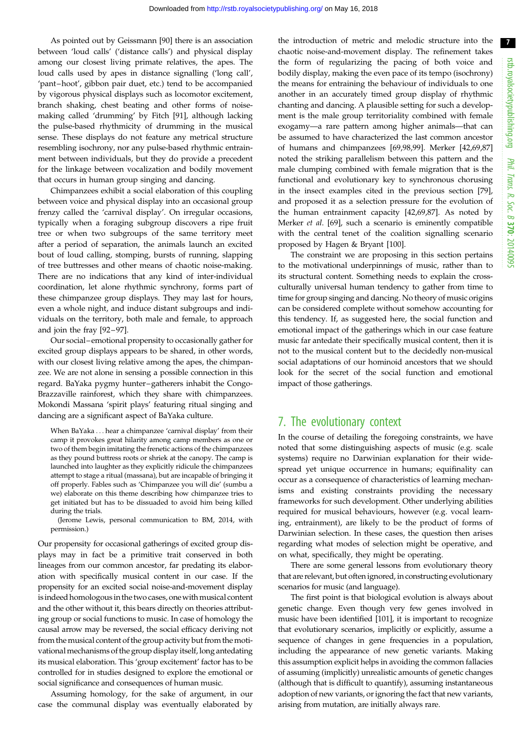As pointed out by Geissmann [90] there is an association between 'loud calls' ('distance calls') and physical display among our closest living primate relatives, the apes. The loud calls used by apes in distance signalling ('long call', 'pant–hoot', gibbon pair duet, etc.) tend to be accompanied by vigorous physical displays such as locomotor excitement, branch shaking, chest beating and other forms of noise-making called 'drumming' by Fitch [91], although lacking the pulse-based rhythmicity of drumming in the musical sense. These displays do not feature any metrical structure resembling isochrony, nor any pulse-based rhythmic entrainment between individuals, but they do provide a precedent for the linkage between vocalization and bodily movement that occurs in human group singing and dancing.

Chimpanzees exhibit a social elaboration of this coupling between voice and physical display into an occasional group frenzy called the 'carnival display'. On irregular occasions, typically when a foraging subgroup discovers a ripe fruit tree or when two subgroups of the same territory meet after a period of separation, the animals launch an excited bout of loud calling, stomping, bursts of running, slapping of tree buttresses and other means of chaotic noise-making. There are no indications that any kind of inter-individual coordination, let alone rhythmic synchrony, forms part of these chimpanzee group displays. They may last for hours, even a whole night, and induce distant subgroups and individuals on the territory, both male and female, to approach and join the fray [92–97].

Our social–emotional propensity to occasionally gather for excited group displays appears to be shared, in other words, with our closest living relative among the apes, the chimpanzee. We are not alone in sensing a possible connection in this regard. BaYaka pygmy hunter–gatherers inhabit the Congo-Brazzaville rainforest, which they share with chimpanzees. Mokondi Massana 'spirit plays' featuring ritual singing and dancing are a significant aspect of BaYaka culture.

> When BaYaka … hear a chimpanzee 'carnival display' from their camp it provokes great hilarity among camp members as one or two of them begin imitating the frenetic actions of the chimpanzees as they pound buttress roots or shriek at the canopy. The camp is launched into laughter as they explicitly ridicule the chimpanzees attempt to stage a ritual (massana), but are incapable of bringing it off properly. Fables such as 'Chimpanzee you will die' (sumbu a we) elaborate on this theme describing how chimpanzee tries to get initiated but has to be dissuaded to avoid him being killed during the trials.
>
> (Jerome Lewis, personal communication to BM, 2014, with permission.)

Our propensity for occasional gatherings of excited group displays may in fact be a primitive trait conserved in both lineages from our common ancestor, far predating its elaboration with specifically musical content in our case. If the propensity for an excited social noise-and-movement display is indeed homologous in the two cases, one with musical content and the other without it, this bears directly on theories attributing group or social functions to music. In case of homology the causal arrow may be reversed, the social efficacy deriving not from the musical content of the group activity but from the motivational mechanisms of the group display itself, long antedating its musical elaboration. This 'group excitement' factor has to be controlled for in studies designed to explore the emotional or social significance and consequences of human music.

Assuming homology, for the sake of argument, in our case the communal display was eventually elaborated by the introduction of metric and melodic structure into the chaotic noise-and-movement display. The refinement takes the form of regularizing the pacing of both voice and bodily display, making the even pace of its tempo (isochrony) the means for entraining the behaviour of individuals to one another in an accurately timed group display of rhythmic chanting and dancing. A plausible setting for such a development is the male group territoriality combined with female exogamy—a rare pattern among higher animals—that can be assumed to have characterized the last common ancestor of humans and chimpanzees [69,98,99]. Merker [42,69,87] noted the striking parallelism between this pattern and the male clumping combined with female migration that is the functional and evolutionary key to synchronous chorusing in the insect examples cited in the previous section [79], and proposed it as a selection pressure for the evolution of the human entrainment capacity [42,69,87]. As noted by Merker *et al*. [69], such a scenario is eminently compatible with the central tenet of the coalition signalling scenario proposed by Hagen & Bryant [100].

The constraint we are proposing in this section pertains to the motivational underpinnings of music, rather than to its structural content. Something needs to explain the cross-culturally universal human tendency to gather from time to time for group singing and dancing. No theory of music origins can be considered complete without somehow accounting for this tendency. If, as suggested here, the social function and emotional impact of the gatherings which in our case feature music far antedate their specifically musical content, then it is not to the musical content but to the decidedly non-musical social adaptations of our hominoid ancestors that we should look for the secret of the social function and emotional impact of those gatherings.

## 7. The evolutionary context

In the course of detailing the foregoing constraints, we have noted that some distinguishing aspects of music (e.g. scale systems) require no Darwinian explanation for their widespread yet unique occurrence in humans; equifinality can occur as a consequence of characteristics of learning mechanisms and existing constraints providing the necessary frameworks for such development. Other underlying abilities required for musical behaviours, however (e.g. vocal learning, entrainment), are likely to be the product of forms of Darwinian selection. In these cases, the question then arises regarding what modes of selection might be operative, and on what, specifically, they might be operating.

There are some general lessons from evolutionary theory that are relevant, but often ignored, in constructing evolutionary scenarios for music (and language).

The first point is that biological evolution is always about genetic change. Even though very few genes involved in music have been identified [101], it is important to recognize that evolutionary scenarios, implicitly or explicitly, assume a sequence of changes in gene frequencies in a population, including the appearance of new genetic variants. Making this assumption explicit helps in avoiding the common fallacies of assuming (implicitly) unrealistic amounts of genetic changes (although that is difficult to quantify), assuming instantaneous adoption of new variants, or ignoring the fact that new variants, arising from mutation, are initially always rare.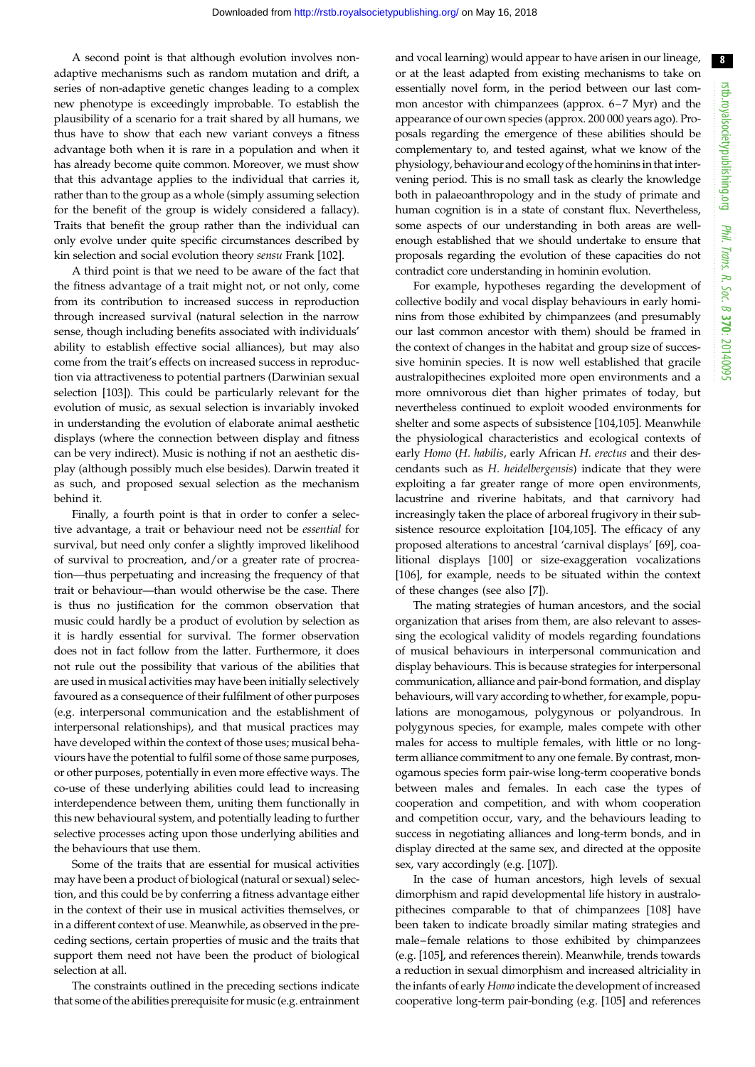A second point is that although evolution involves non-adaptive mechanisms such as random mutation and drift, a series of non-adaptive genetic changes leading to a complex new phenotype is exceedingly improbable. To establish the plausibility of a scenario for a trait shared by all humans, we thus have to show that each new variant conveys a fitness advantage both when it is rare in a population and when it has already become quite common. Moreover, we must show that this advantage applies to the individual that carries it, rather than to the group as a whole (simply assuming selection for the benefit of the group is widely considered a fallacy). Traits that benefit the group rather than the individual can only evolve under quite specific circumstances described by kin selection and social evolution theory *sensu* Frank [102].

A third point is that we need to be aware of the fact that the fitness advantage of a trait might not, or not only, come from its contribution to increased success in reproduction through increased survival (natural selection in the narrow sense, though including benefits associated with individuals' ability to establish effective social alliances), but may also come from the trait's effects on increased success in reproduction via attractiveness to potential partners (Darwinian sexual selection [103]). This could be particularly relevant for the evolution of music, as sexual selection is invariably invoked in understanding the evolution of elaborate animal aesthetic displays (where the connection between display and fitness can be very indirect). Music is nothing if not an aesthetic display (although possibly much else besides). Darwin treated it as such, and proposed sexual selection as the mechanism behind it.

Finally, a fourth point is that in order to confer a selective advantage, a trait or behaviour need not be *essential* for survival, but need only confer a slightly improved likelihood of survival to procreation, and/or a greater rate of procreation—thus perpetuating and increasing the frequency of that trait or behaviour—than would otherwise be the case. There is thus no justification for the common observation that music could hardly be a product of evolution by selection as it is hardly essential for survival. The former observation does not in fact follow from the latter. Furthermore, it does not rule out the possibility that various of the abilities that are used in musical activities may have been initially selectively favoured as a consequence of their fulfilment of other purposes (e.g. interpersonal communication and the establishment of interpersonal relationships), and that musical practices may have developed within the context of those uses; musical behaviours have the potential to fulfil some of those same purposes, or other purposes, potentially in even more effective ways. The co-use of these underlying abilities could lead to increasing interdependence between them, uniting them functionally in this new behavioural system, and potentially leading to further selective processes acting upon those underlying abilities and the behaviours that use them.

Some of the traits that are essential for musical activities may have been a product of biological (natural or sexual) selection, and this could be by conferring a fitness advantage either in the context of their use in musical activities themselves, or in a different context of use. Meanwhile, as observed in the preceding sections, certain properties of music and the traits that support them need not have been the product of biological selection at all.

The constraints outlined in the preceding sections indicate that some of the abilities prerequisite for music (e.g. entrainment and vocal learning) would appear to have arisen in our lineage, or at the least adapted from existing mechanisms to take on essentially novel form, in the period between our last common ancestor with chimpanzees (approx. 6–7 Myr) and the appearance of our own species (approx. 200 000 years ago). Proposals regarding the emergence of these abilities should be complementary to, and tested against, what we know of the physiology, behaviour and ecology of the hominins in that intervening period. This is no small task as clearly the knowledge both in palaeoanthropology and in the study of primate and human cognition is in a state of constant flux. Nevertheless, some aspects of our understanding in both areas are well-enough established that we should undertake to ensure that proposals regarding the evolution of these capacities do not contradict core understanding in hominin evolution.

For example, hypotheses regarding the development of collective bodily and vocal display behaviours in early hominins from those exhibited by chimpanzees (and presumably our last common ancestor with them) should be framed in the context of changes in the habitat and group size of successive hominin species. It is now well established that gracile australopithecines exploited more open environments and a more omnivorous diet than higher primates of today, but nevertheless continued to exploit wooded environments for shelter and some aspects of subsistence [104,105]. Meanwhile the physiological characteristics and ecological contexts of early *Homo* (*H. habilis*, early African *H. erectus* and their descendants such as *H. heidelbergensis*) indicate that they were exploiting a far greater range of more open environments, lacustrine and riverine habitats, and that carnivory had increasingly taken the place of arboreal frugivory in their subsistence resource exploitation [104,105]. The efficacy of any proposed alterations to ancestral 'carnival displays' [69], coalitional displays [100] or size-exaggeration vocalizations [106], for example, needs to be situated within the context of these changes (see also [7]).

The mating strategies of human ancestors, and the social organization that arises from them, are also relevant to assessing the ecological validity of models regarding foundations of musical behaviours in interpersonal communication and display behaviours. This is because strategies for interpersonal communication, alliance and pair-bond formation, and display behaviours, will vary according to whether, for example, populations are monogamous, polygynous or polyandrous. In polygynous species, for example, males compete with other males for access to multiple females, with little or no long-term alliance commitment to any one female. By contrast, monogamous species form pair-wise long-term cooperative bonds between males and females. In each case the types of cooperation and competition, and with whom cooperation and competition occur, vary, and the behaviours leading to success in negotiating alliances and long-term bonds, and in display directed at the same sex, and directed at the opposite sex, vary accordingly (e.g. [107]).

In the case of human ancestors, high levels of sexual dimorphism and rapid developmental life history in australopithecines comparable to that of chimpanzees [108] have been taken to indicate broadly similar mating strategies and male–female relations to those exhibited by chimpanzees (e.g. [105], and references therein). Meanwhile, trends towards a reduction in sexual dimorphism and increased altriciality in the infants of early *Homo* indicate the development of increased cooperative long-term pair-bonding (e.g. [105] and references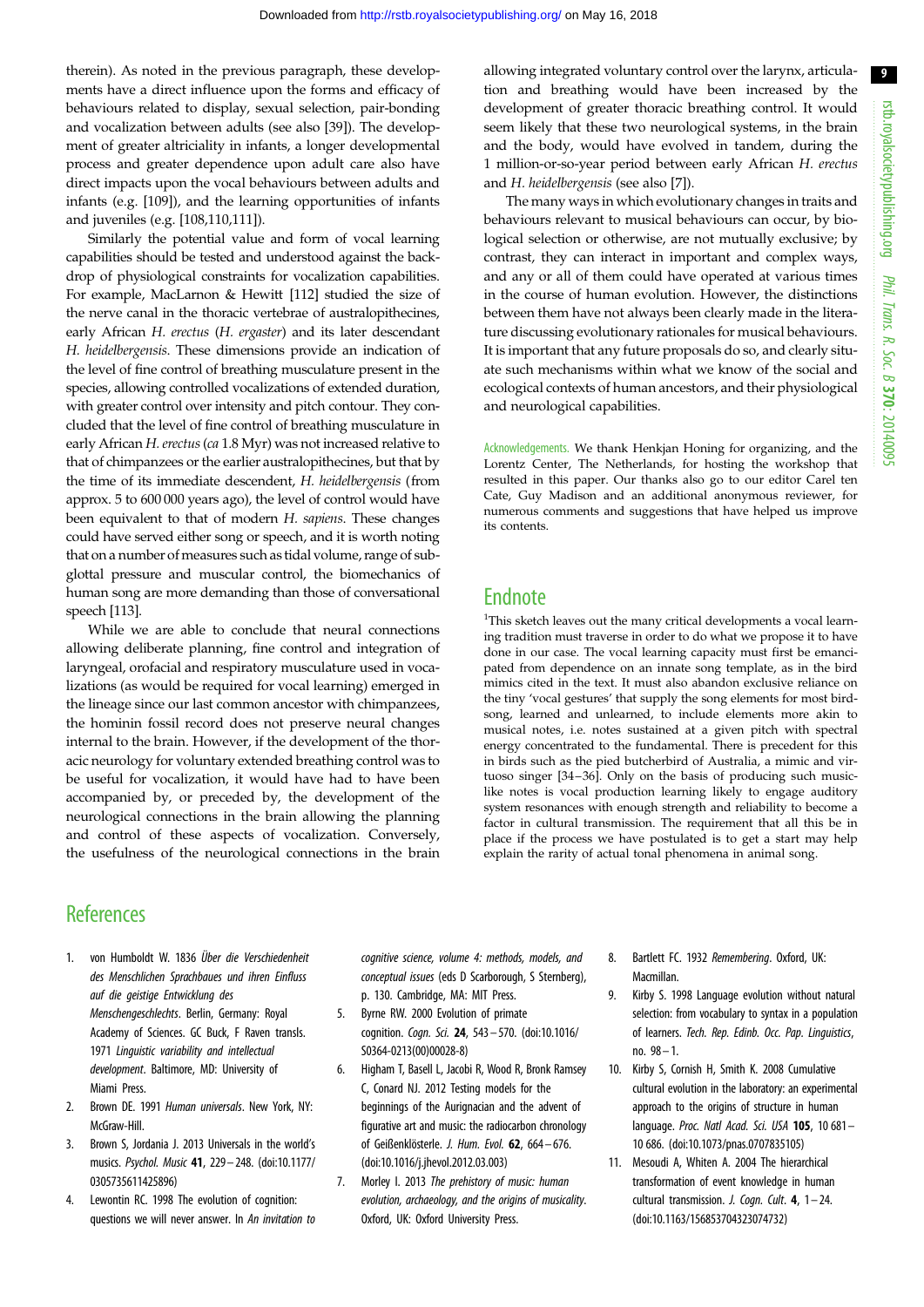therein). As noted in the previous paragraph, these developments have a direct influence upon the forms and efficacy of behaviours related to display, sexual selection, pair-bonding and vocalization between adults (see also [39]). The development of greater altriciality in infants, a longer developmental process and greater dependence upon adult care also have direct impacts upon the vocal behaviours between adults and infants (e.g. [109]), and the learning opportunities of infants and juveniles (e.g. [108,110,111]).

Similarly the potential value and form of vocal learning capabilities should be tested and understood against the backdrop of physiological constraints for vocalization capabilities. For example, MacLarnon & Hewitt [112] studied the size of the nerve canal in the thoracic vertebrae of australopithecines, early African *H. erectus* (*H. ergaster*) and its later descendant *H. heidelbergensis*. These dimensions provide an indication of the level of fine control of breathing musculature present in the species, allowing controlled vocalizations of extended duration, with greater control over intensity and pitch contour. They concluded that the level of fine control of breathing musculature in early African *H. erectus* (*ca* 1.8 Myr) was not increased relative to that of chimpanzees or the earlier australopithecines, but that by the time of its immediate descendent, *H. heidelbergensis* (from approx. 5 to 600 000 years ago), the level of control would have been equivalent to that of modern *H. sapiens*. These changes could have served either song or speech, and it is worth noting that on a number of measures such as tidal volume, range of subglottal pressure and muscular control, the biomechanics of human song are more demanding than those of conversational speech [113].

While we are able to conclude that neural connections allowing deliberate planning, fine control and integration of laryngeal, orofacial and respiratory musculature used in vocalizations (as would be required for vocal learning) emerged in the lineage since our last common ancestor with chimpanzees, the hominin fossil record does not preserve neural changes internal to the brain. However, if the development of the thoracic neurology for voluntary extended breathing control was to be useful for vocalization, it would have had to have been accompanied by, or preceded by, the development of the neurological connections in the brain allowing the planning and control of these aspects of vocalization. Conversely, the usefulness of the neurological connections in the brain allowing integrated voluntary control over the larynx, articulation and breathing would have been increased by the development of greater thoracic breathing control. It would seem likely that these two neurological systems, in the brain and the body, would have evolved in tandem, during the 1 million-or-so-year period between early African *H. erectus* and *H. heidelbergensis* (see also [7]).

The many ways in which evolutionary changes in traits and behaviours relevant to musical behaviours can occur, by biological selection or otherwise, are not mutually exclusive; by contrast, they can interact in important and complex ways, and any or all of them could have operated at various times in the course of human evolution. However, the distinctions between them have not always been clearly made in the literature discussing evolutionary rationales for musical behaviours. It is important that any future proposals do so, and clearly situate such mechanisms within what we know of the social and ecological contexts of human ancestors, and their physiological and neurological capabilities.

Acknowledgements. We thank Henkjan Honing for organizing, and the Lorentz Center, The Netherlands, for hosting the workshop that resulted in this paper. Our thanks also go to our editor Carel ten Cate, Guy Madison and an additional anonymous reviewer, for numerous comments and suggestions that have helped us improve its contents.

## Endnote

[1]This sketch leaves out the many critical developments a vocal learning tradition must traverse in order to do what we propose it to have done in our case. The vocal learning capacity must first be emancipated from dependence on an innate song template, as in the bird mimics cited in the text. It must also abandon exclusive reliance on the tiny 'vocal gestures' that supply the song elements for most birdsong, learned and unlearned, to include elements more akin to musical notes, i.e. notes sustained at a given pitch with spectral energy concentrated to the fundamental. There is precedent for this in birds such as the pied butcherbird of Australia, a mimic and virtuoso singer [34–36]. Only on the basis of producing such music-like notes is vocal production learning likely to engage auditory system resonances with enough strength and reliability to become a factor in cultural transmission. The requirement that all this be in place if the process we have postulated is to get a start may help explain the rarity of actual tonal phenomena in animal song.

# References

1. von Humboldt W. 1836 *Über die Verschiedenheit des Menschlichen Sprachbaues und ihren Einfluss auf die geistige Entwicklung des Menschengeschlechts*. Berlin, Germany: Royal Academy of Sciences. GC Buck, F Raven transls. 1971 *Linguistic variability and intellectual development*. Baltimore, MD: University of Miami Press.
2. Brown DE. 1991 *Human universals*. New York, NY: McGraw-Hill.
3. Brown S, Jordania J. 2013 Universals in the world's musics. *Psychol. Music* **41**, 229–248. (doi:10.1177/0305735611425896)
4. Lewontin RC. 1998 The evolution of cognition: questions we will never answer. In *An invitation to cognitive science, volume 4: methods, models, and conceptual issues* (eds D Scarborough, S Sternberg), p. 130. Cambridge, MA: MIT Press.
5. Byrne RW. 2000 Evolution of primate cognition. *Cogn. Sci.* **24**, 543–570. (doi:10.1016/S0364-0213(00)00028-8)
6. Higham T, Basell L, Jacobi R, Wood R, Bronk Ramsey C, Conard NJ. 2012 Testing models for the beginnings of the Aurignacian and the advent of figurative art and music: the radiocarbon chronology of Geißenklösterle. *J. Hum. Evol.* **62**, 664–676. (doi:10.1016/j.jhevol.2012.03.003)
7. Morley I. 2013 *The prehistory of music: human evolution, archaeology, and the origins of musicality*. Oxford, UK: Oxford University Press.
8. Bartlett FC. 1932 *Remembering*. Oxford, UK: Macmillan.
9. Kirby S. 1998 Language evolution without natural selection: from vocabulary to syntax in a population of learners. *Tech. Rep. Edinb. Occ. Pap. Linguistics*, no. 98–1.
10. Kirby S, Cornish H, Smith K. 2008 Cumulative cultural evolution in the laboratory: an experimental approach to the origins of structure in human language. *Proc. Natl Acad. Sci. USA* **105**, 10 681–10 686. (doi:10.1073/pnas.0707835105)
11. Mesoudi A, Whiten A. 2004 The hierarchical transformation of event knowledge in human cultural transmission. *J. Cogn. Cult.* **4**, 1–24. (doi:10.1163/156853704323074732)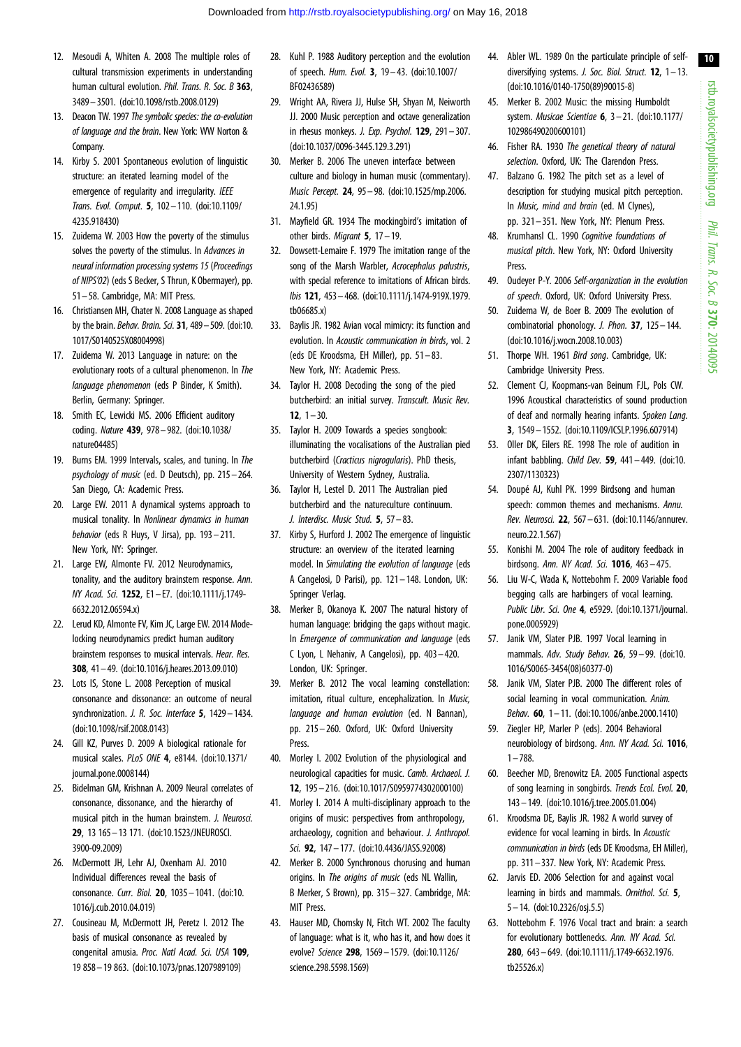12. Mesoudi A, Whiten A. 2008 The multiple roles of cultural transmission experiments in understanding human cultural evolution. *Phil. Trans. R. Soc. B* **363**, 3489–3501. (doi:10.1098/rstb.2008.0129)
13. Deacon TW. 1997 *The symbolic species: the co-evolution of language and the brain*. New York: WW Norton & Company.
14. Kirby S. 2001 Spontaneous evolution of linguistic structure: an iterated learning model of the emergence of regularity and irregularity. *IEEE Trans. Evol. Comput.* **5**, 102–110. (doi:10.1109/4235.918430)
15. Zuidema W. 2003 How the poverty of the stimulus solves the poverty of the stimulus. In *Advances in neural information processing systems 15* (*Proceedings of NIPS'02*) (eds S Becker, S Thrun, K Obermayer), pp. 51–58. Cambridge, MA: MIT Press.
16. Christiansen MH, Chater N. 2008 Language as shaped by the brain. *Behav. Brain. Sci.* **31**, 489–509. (doi:10.1017/S0140525X08004998)
17. Zuidema W. 2013 Language in nature: on the evolutionary roots of a cultural phenomenon. In *The language phenomenon* (eds P Binder, K Smith). Berlin, Germany: Springer.
18. Smith EC, Lewicki MS. 2006 Efficient auditory coding. *Nature* **439**, 978–982. (doi:10.1038/nature04485)
19. Burns EM. 1999 Intervals, scales, and tuning. In *The psychology of music* (ed. D Deutsch), pp. 215–264. San Diego, CA: Academic Press.
20. Large EW. 2011 A dynamical systems approach to musical tonality. In *Nonlinear dynamics in human behavior* (eds R Huys, V Jirsa), pp. 193–211. New York, NY: Springer.
21. Large EW, Almonte FV. 2012 Neurodynamics, tonality, and the auditory brainstem response. *Ann. NY Acad. Sci.* **1252**, E1–E7. (doi:10.1111/j.1749-6632.2012.06594.x)
22. Lerud KD, Almonte FV, Kim JC, Large EW. 2014 Mode-locking neurodynamics predict human auditory brainstem responses to musical intervals. *Hear. Res.* **308**, 41–49. (doi:10.1016/j.heares.2013.09.010)
23. Lots IS, Stone L. 2008 Perception of musical consonance and dissonance: an outcome of neural synchronization. *J. R. Soc. Interface* **5**, 1429–1434. (doi:10.1098/rsif.2008.0143)
24. Gill KZ, Purves D. 2009 A biological rationale for musical scales. *PLoS ONE* **4**, e8144. (doi:10.1371/journal.pone.0008144)
25. Bidelman GM, Krishnan A. 2009 Neural correlates of consonance, dissonance, and the hierarchy of musical pitch in the human brainstem. *J. Neurosci.* **29**, 13 165–13 171. (doi:10.1523/JNEUROSCI.3900-09.2009)
26. McDermott JH, Lehr AJ, Oxenham AJ. 2010 Individual differences reveal the basis of consonance. *Curr. Biol.* **20**, 1035–1041. (doi:10.1016/j.cub.2010.04.019)
27. Cousineau M, McDermott JH, Peretz I. 2012 The basis of musical consonance as revealed by congenital amusia. *Proc. Natl Acad. Sci. USA* **109**, 19 858–19 863. (doi:10.1073/pnas.1207989109)
28. Kuhl P. 1988 Auditory perception and the evolution of speech. *Hum. Evol.* **3**, 19–43. (doi:10.1007/BF02436589)
29. Wright AA, Rivera JJ, Hulse SH, Shyan M, Neiworth JJ. 2000 Music perception and octave generalization in rhesus monkeys. *J. Exp. Psychol.* **129**, 291–307. (doi:10.1037/0096-3445.129.3.291)
30. Merker B. 2006 The uneven interface between culture and biology in human music (commentary). *Music Percept.* **24**, 95–98. (doi:10.1525/mp.2006.24.1.95)
31. Mayfield GR. 1934 The mockingbird's imitation of other birds. *Migrant* **5**, 17–19.
32. Dowsett-Lemaire F. 1979 The imitation range of the song of the Marsh Warbler, *Acrocephalus palustris*, with special reference to imitations of African birds. *Ibis* **121**, 453–468. (doi:10.1111/j.1474-919X.1979.tb06685.x)
33. Baylis JR. 1982 Avian vocal mimicry: its function and evolution. In *Acoustic communication in birds*, vol. 2 (eds DE Kroodsma, EH Miller), pp. 51–83. New York, NY: Academic Press.
34. Taylor H. 2008 Decoding the song of the pied butcherbird: an initial survey. *Transcult. Music Rev.* **12**, 1–30.
35. Taylor H. 2009 Towards a species songbook: illuminating the vocalisations of the Australian pied butcherbird (*Cracticus nigrogularis*). PhD thesis, University of Western Sydney, Australia.
36. Taylor H, Lestel D. 2011 The Australian pied butcherbird and the natureculture continuum. *J. Interdisc. Music Stud.* **5**, 57–83.
37. Kirby S, Hurford J. 2002 The emergence of linguistic structure: an overview of the iterated learning model. In *Simulating the evolution of language* (eds A Cangelosi, D Parisi), pp. 121–148. London, UK: Springer Verlag.
38. Merker B, Okanoya K. 2007 The natural history of human language: bridging the gaps without magic. In *Emergence of communication and language* (eds C Lyon, L Nehaniv, A Cangelosi), pp. 403–420. London, UK: Springer.
39. Merker B. 2012 The vocal learning constellation: imitation, ritual culture, encephalization. In *Music, language and human evolution* (ed. N Bannan), pp. 215–260. Oxford, UK: Oxford University Press.
40. Morley I. 2002 Evolution of the physiological and neurological capacities for music. *Camb. Archaeol. J.* **12**, 195–216. (doi:10.1017/S0959774302000100)
41. Morley I. 2014 A multi-disciplinary approach to the origins of music: perspectives from anthropology, archaeology, cognition and behaviour. *J. Anthropol. Sci.* **92**, 147–177. (doi:10.4436/JASS.92008)
42. Merker B. 2000 Synchronous chorusing and human origins. In *The origins of music* (eds NL Wallin, B Merker, S Brown), pp. 315–327. Cambridge, MA: MIT Press.
43. Hauser MD, Chomsky N, Fitch WT. 2002 The faculty of language: what is it, who has it, and how does it evolve? *Science* **298**, 1569–1579. (doi:10.1126/science.298.5598.1569)
44. Abler WL. 1989 On the particulate principle of self-diversifying systems. *J. Soc. Biol. Struct.* **12**, 1–13. (doi:10.1016/0140-1750(89)90015-8)
45. Merker B. 2002 Music: the missing Humboldt system. *Musicae Scientiae* **6**, 3–21. (doi:10.1177/102986490200600101)
46. Fisher RA. 1930 *The genetical theory of natural selection*. Oxford, UK: The Clarendon Press.
47. Balzano G. 1982 The pitch set as a level of description for studying musical pitch perception. In *Music, mind and brain* (ed. M Clynes), pp. 321–351. New York, NY: Plenum Press.
48. Krumhansl CL. 1990 *Cognitive foundations of musical pitch*. New York, NY: Oxford University Press.
49. Oudeyer P-Y. 2006 *Self-organization in the evolution of speech*. Oxford, UK: Oxford University Press.
50. Zuidema W, de Boer B. 2009 The evolution of combinatorial phonology. *J. Phon.* **37**, 125–144. (doi:10.1016/j.wocn.2008.10.003)
51. Thorpe WH. 1961 *Bird song*. Cambridge, UK: Cambridge University Press.
52. Clement CJ, Koopmans-van Beinum FJL, Pols CW. 1996 Acoustical characteristics of sound production of deaf and normally hearing infants. *Spoken Lang.* **3**, 1549–1552. (doi:10.1109/ICSLP.1996.607914)
53. Oller DK, Eilers RE. 1998 The role of audition in infant babbling. *Child Dev.* **59**, 441–449. (doi:10.2307/1130323)
54. Doupé AJ, Kuhl PK. 1999 Birdsong and human speech: common themes and mechanisms. *Annu. Rev. Neurosci.* **22**, 567–631. (doi:10.1146/annurev.neuro.22.1.567)
55. Konishi M. 2004 The role of auditory feedback in birdsong. *Ann. NY Acad. Sci.* **1016**, 463–475.
56. Liu W-C, Wada K, Nottebohm F. 2009 Variable food begging calls are harbingers of vocal learning. *Public Libr. Sci. One* **4**, e5929. (doi:10.1371/journal.pone.0005929)
57. Janik VM, Slater PJB. 1997 Vocal learning in mammals. *Adv. Study Behav.* **26**, 59–99. (doi:10.1016/S0065-3454(08)60377-0)
58. Janik VM, Slater PJB. 2000 The different roles of social learning in vocal communication. *Anim. Behav.* **60**, 1–11. (doi:10.1006/anbe.2000.1410)
59. Ziegler HP, Marler P (eds). 2004 Behavioral neurobiology of birdsong. *Ann. NY Acad. Sci.* **1016**, 1–788.
60. Beecher MD, Brenowitz EA. 2005 Functional aspects of song learning in songbirds. *Trends Ecol. Evol.* **20**, 143–149. (doi:10.1016/j.tree.2005.01.004)
61. Kroodsma DE, Baylis JR. 1982 A world survey of evidence for vocal learning in birds. In *Acoustic communication in birds* (eds DE Kroodsma, EH Miller), pp. 311–337. New York, NY: Academic Press.
62. Jarvis ED. 2006 Selection for and against vocal learning in birds and mammals. *Ornithol. Sci.* **5**, 5–14. (doi:10.2326/osj.5.5)
63. Nottebohm F. 1976 Vocal tract and brain: a search for evolutionary bottlenecks. *Ann. NY Acad. Sci.* **280**, 643–649. (doi:10.1111/j.1749-6632.1976.tb25526.x)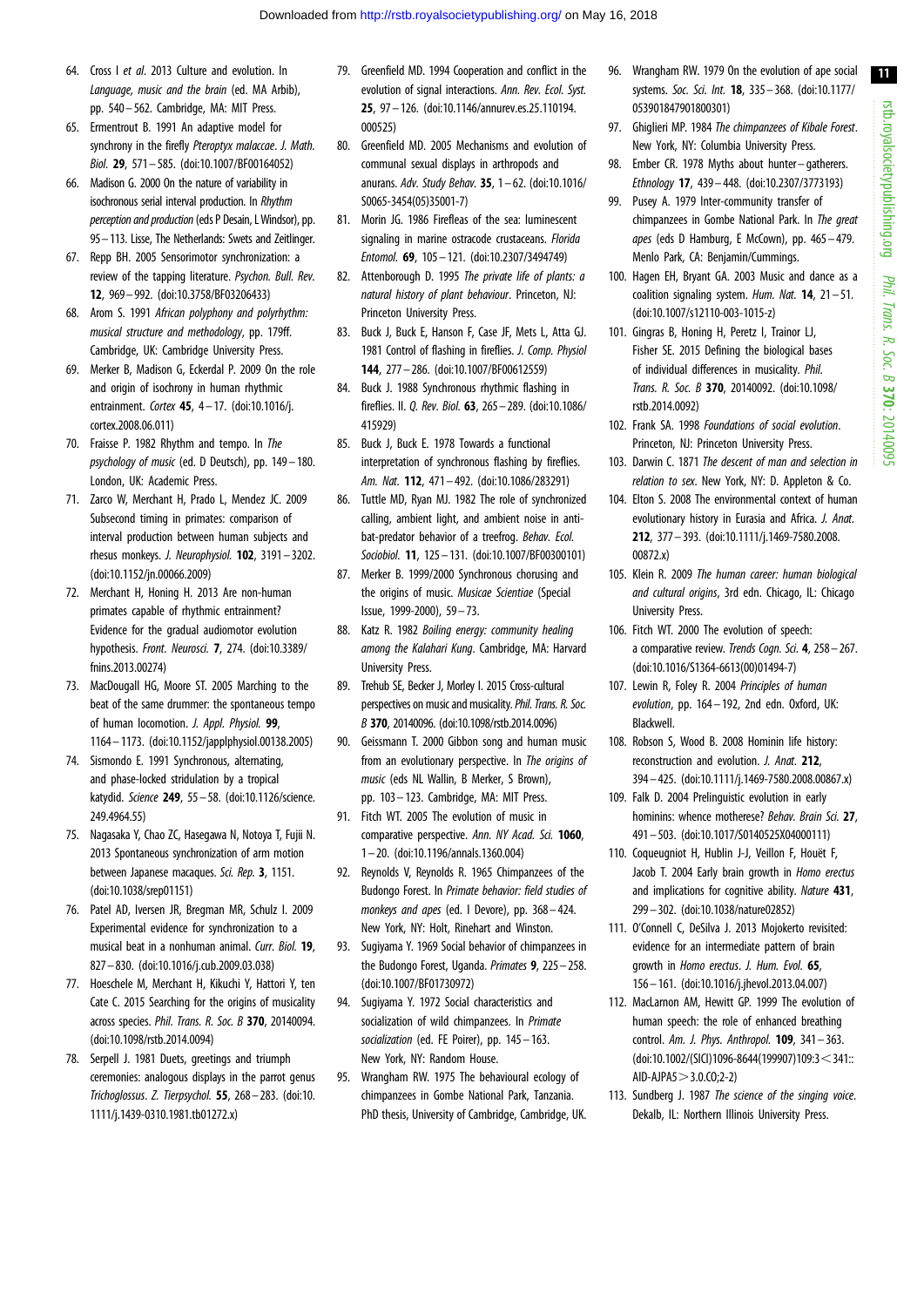64. Cross I *et al*. 2013 Culture and evolution. In *Language, music and the brain* (ed. MA Arbib), pp. 540–562. Cambridge, MA: MIT Press.
65. Ermentrout B. 1991 An adaptive model for synchrony in the firefly *Pteroptyx malaccae*. *J. Math. Biol.* **29**, 571–585. (doi:10.1007/BF00164052)
66. Madison G. 2000 On the nature of variability in isochronous serial interval production. In *Rhythm perception and production* (eds P Desain, L Windsor), pp. 95–113. Lisse, The Netherlands: Swets and Zeitlinger.
67. Repp BH. 2005 Sensorimotor synchronization: a review of the tapping literature. *Psychon. Bull. Rev.* **12**, 969–992. (doi:10.3758/BF03206433)
68. Arom S. 1991 *African polyphony and polyrhythm: musical structure and methodology*, pp. 179ff. Cambridge, UK: Cambridge University Press.
69. Merker B, Madison G, Eckerdal P. 2009 On the role and origin of isochrony in human rhythmic entrainment. *Cortex* **45**, 4–17. (doi:10.1016/j.cortex.2008.06.011)
70. Fraisse P. 1982 Rhythm and tempo. In *The psychology of music* (ed. D Deutsch), pp. 149–180. London, UK: Academic Press.
71. Zarco W, Merchant H, Prado L, Mendez JC. 2009 Subsecond timing in primates: comparison of interval production between human subjects and rhesus monkeys. *J. Neurophysiol.* **102**, 3191–3202. (doi:10.1152/jn.00066.2009)
72. Merchant H, Honing H. 2013 Are non-human primates capable of rhythmic entrainment? Evidence for the gradual audiomotor evolution hypothesis. *Front. Neurosci.* **7**, 274. (doi:10.3389/fnins.2013.00274)
73. MacDougall HG, Moore ST. 2005 Marching to the beat of the same drummer: the spontaneous tempo of human locomotion. *J. Appl. Physiol.* **99**, 1164–1173. (doi:10.1152/japplphysiol.00138.2005)
74. Sismondo E. 1991 Synchronous, alternating, and phase-locked stridulation by a tropical katydid. *Science* **249**, 55–58. (doi:10.1126/science.249.4964.55)
75. Nagasaka Y, Chao ZC, Hasegawa N, Notoya T, Fujii N. 2013 Spontaneous synchronization of arm motion between Japanese macaques. *Sci. Rep.* **3**, 1151. (doi:10.1038/srep01151)
76. Patel AD, Iversen JR, Bregman MR, Schulz I. 2009 Experimental evidence for synchronization to a musical beat in a nonhuman animal. *Curr. Biol.* **19**, 827–830. (doi:10.1016/j.cub.2009.03.038)
77. Hoeschele M, Merchant H, Kikuchi Y, Hattori Y, ten Cate C. 2015 Searching for the origins of musicality across species. *Phil. Trans. R. Soc. B* **370**, 20140094. (doi:10.1098/rstb.2014.0094)
78. Serpell J. 1981 Duets, greetings and triumph ceremonies: analogous displays in the parrot genus *Trichoglossus*. *Z. Tierpsychol.* **55**, 268–283. (doi:10.1111/j.1439-0310.1981.tb01272.x)
79. Greenfield MD. 1994 Cooperation and conflict in the evolution of signal interactions. *Ann. Rev. Ecol. Syst.* **25**, 97–126. (doi:10.1146/annurev.es.25.110194.000525)
80. Greenfield MD. 2005 Mechanisms and evolution of communal sexual displays in arthropods and anurans. *Adv. Study Behav.* **35**, 1–62. (doi:10.1016/S0065-3454(05)35001-7)
81. Morin JG. 1986 Firefleas of the sea: luminescent signaling in marine ostracode crustaceans. *Florida Entomol.* **69**, 105–121. (doi:10.2307/3494749)
82. Attenborough D. 1995 *The private life of plants: a natural history of plant behaviour*. Princeton, NJ: Princeton University Press.
83. Buck J, Buck E, Hanson F, Case JF, Mets L, Atta GJ. 1981 Control of flashing in fireflies. *J. Comp. Physiol* **144**, 277–286. (doi:10.1007/BF00612559)
84. Buck J. 1988 Synchronous rhythmic flashing in fireflies. II. *Q. Rev. Biol.* **63**, 265–289. (doi:10.1086/415929)
85. Buck J, Buck E. 1978 Towards a functional interpretation of synchronous flashing by fireflies. *Am. Nat.* **112**, 471–492. (doi:10.1086/283291)
86. Tuttle MD, Ryan MJ. 1982 The role of synchronized calling, ambient light, and ambient noise in anti-bat-predator behavior of a treefrog. *Behav. Ecol. Sociobiol.* **11**, 125–131. (doi:10.1007/BF00300101)
87. Merker B. 1999/2000 Synchronous chorusing and the origins of music. *Musicae Scientiae* (Special Issue, 1999-2000), 59–73.
88. Katz R. 1982 *Boiling energy: community healing among the Kalahari Kung*. Cambridge, MA: Harvard University Press.
89. Trehub SE, Becker J, Morley I. 2015 Cross-cultural perspectives on music and musicality. *Phil. Trans. R. Soc. B* **370**, 20140096. (doi:10.1098/rstb.2014.0096)
90. Geissmann T. 2000 Gibbon song and human music from an evolutionary perspective. In *The origins of music* (eds NL Wallin, B Merker, S Brown), pp. 103–123. Cambridge, MA: MIT Press.
91. Fitch WT. 2005 The evolution of music in comparative perspective. *Ann. NY Acad. Sci.* **1060**, 1–20. (doi:10.1196/annals.1360.004)
92. Reynolds V, Reynolds R. 1965 Chimpanzees of the Budongo Forest. In *Primate behavior: field studies of monkeys and apes* (ed. I Devore), pp. 368–424. New York, NY: Holt, Rinehart and Winston.
93. Sugiyama Y. 1969 Social behavior of chimpanzees in the Budongo Forest, Uganda. *Primates* **9**, 225–258. (doi:10.1007/BF01730972)
94. Sugiyama Y. 1972 Social characteristics and socialization of wild chimpanzees. In *Primate socialization* (ed. FE Poirer), pp. 145–163. New York, NY: Random House.
95. Wrangham RW. 1975 The behavioural ecology of chimpanzees in Gombe National Park, Tanzania. PhD thesis, University of Cambridge, Cambridge, UK.
96. Wrangham RW. 1979 On the evolution of ape social systems. *Soc. Sci. Int.* **18**, 335–368. (doi:10.1177/053901847901800301)
97. Ghiglieri MP. 1984 *The chimpanzees of Kibale Forest*. New York, NY: Columbia University Press.
98. Ember CR. 1978 Myths about hunter–gatherers. *Ethnology* **17**, 439–448. (doi:10.2307/3773193)
99. Pusey A. 1979 Inter-community transfer of chimpanzees in Gombe National Park. In *The great apes* (eds D Hamburg, E McCown), pp. 465–479. Menlo Park, CA: Benjamin/Cummings.
100. Hagen EH, Bryant GA. 2003 Music and dance as a coalition signaling system. *Hum. Nat.* **14**, 21–51. (doi:10.1007/s12110-003-1015-z)
101. Gingras B, Honing H, Peretz I, Trainor LJ, Fisher SE. 2015 Defining the biological bases of individual differences in musicality. *Phil. Trans. R. Soc. B* **370**, 20140092. (doi:10.1098/rstb.2014.0092)
102. Frank SA. 1998 *Foundations of social evolution*. Princeton, NJ: Princeton University Press.
103. Darwin C. 1871 *The descent of man and selection in relation to sex*. New York, NY: D. Appleton & Co.
104. Elton S. 2008 The environmental context of human evolutionary history in Eurasia and Africa. *J. Anat.* **212**, 377–393. (doi:10.1111/j.1469-7580.2008.00872.x)
105. Klein R. 2009 *The human career: human biological and cultural origins*, 3rd edn. Chicago, IL: Chicago University Press.
106. Fitch WT. 2000 The evolution of speech: a comparative review. *Trends Cogn. Sci.* **4**, 258–267. (doi:10.1016/S1364-6613(00)01494-7)
107. Lewin R, Foley R. 2004 *Principles of human evolution*, pp. 164–192, 2nd edn. Oxford, UK: Blackwell.
108. Robson S, Wood B. 2008 Hominin life history: reconstruction and evolution. *J. Anat.* **212**, 394–425. (doi:10.1111/j.1469-7580.2008.00867.x)
109. Falk D. 2004 Prelinguistic evolution in early hominins: whence motherese? *Behav. Brain Sci.* **27**, 491–503. (doi:10.1017/S0140525X04000111)
110. Coqueugniot H, Hublin J-J, Veillon F, Houët F, Jacob T. 2004 Early brain growth in *Homo erectus* and implications for cognitive ability. *Nature* **431**, 299–302. (doi:10.1038/nature02852)
111. O'Connell C, DeSilva J. 2013 Mojokerto revisited: evidence for an intermediate pattern of brain growth in *Homo erectus*. *J. Hum. Evol.* **65**, 156–161. (doi:10.1016/j.jhevol.2013.04.007)
112. MacLarnon AM, Hewitt GP. 1999 The evolution of human speech: the role of enhanced breathing control. *Am. J. Phys. Anthropol.* **109**, 341–363. (doi:10.1002/(SICI)1096-8644(199907)109:3<341::AID-AJPA5>3.0.CO;2-2)
113. Sundberg J. 1987 *The science of the singing voice*. Dekalb, IL: Northern Illinois University Press.